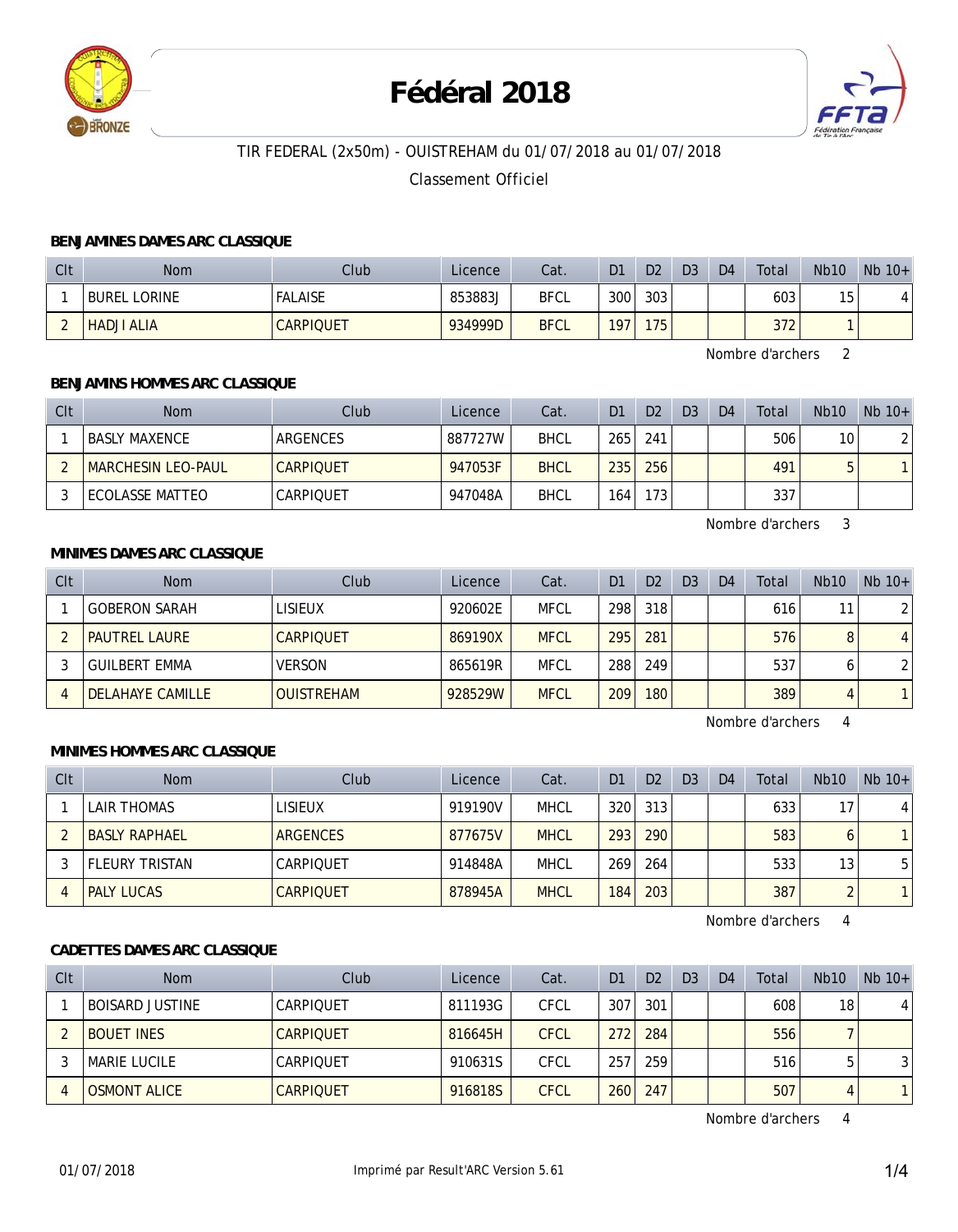# Fédéral 2018

TIR FEDERAL (2x50m) - OUISTREHAM du 01/07/2018 au 01/07/2018

Classement Officiel

### BENJAMINES DAMES ARC CLASSIQUE

| Clt | Nom | Club | Licence | Cat. | D1 | D2 | D3 | D4 | Total | Nb10 | Nb 10+ |
|---|---|---|---|---|---|---|---|---|---|---|---|
| 1 | BUREL LORINE | FALAISE | 853883J | BFCL | 300 | 303 | | | 603 | 15 | 4 |
| 2 | HADJI ALIA | CARPIQUET | 934999D | BFCL | 197 | 175 | | | 372 | 1 | |

Nombre d'archers 2

### BENJAMINS HOMMES ARC CLASSIQUE

| Clt | Nom | Club | Licence | Cat. | D1 | D2 | D3 | D4 | Total | Nb10 | Nb 10+ |
|---|---|---|---|---|---|---|---|---|---|---|---|
| 1 | BASLY MAXENCE | ARGENCES | 887727W | BHCL | 265 | 241 | | | 506 | 10 | 2 |
| 2 | MARCHESIN LEO-PAUL | CARPIQUET | 947053F | BHCL | 235 | 256 | | | 491 | 5 | 1 |
| 3 | ECOLASSE MATTEO | CARPIQUET | 947048A | BHCL | 164 | 173 | | | 337 | | |

Nombre d'archers 3

### MINIMES DAMES ARC CLASSIQUE

| Clt | Nom | Club | Licence | Cat. | D1 | D2 | D3 | D4 | Total | Nb10 | Nb 10+ |
|---|---|---|---|---|---|---|---|---|---|---|---|
| 1 | GOBERON SARAH | LISIEUX | 920602E | MFCL | 298 | 318 | | | 616 | 11 | 2 |
| 2 | PAUTREL LAURE | CARPIQUET | 869190X | MFCL | 295 | 281 | | | 576 | 8 | 4 |
| 3 | GUILBERT EMMA | VERSON | 865619R | MFCL | 288 | 249 | | | 537 | 6 | 2 |
| 4 | DELAHAYE CAMILLE | OUISTREHAM | 928529W | MFCL | 209 | 180 | | | 389 | 4 | 1 |

Nombre d'archers 4

### MINIMES HOMMES ARC CLASSIQUE

| Clt | Nom | Club | Licence | Cat. | D1 | D2 | D3 | D4 | Total | Nb10 | Nb 10+ |
|---|---|---|---|---|---|---|---|---|---|---|---|
| 1 | LAIR THOMAS | LISIEUX | 919190V | MHCL | 320 | 313 | | | 633 | 17 | 4 |
| 2 | BASLY RAPHAEL | ARGENCES | 877675V | MHCL | 293 | 290 | | | 583 | 6 | 1 |
| 3 | FLEURY TRISTAN | CARPIQUET | 914848A | MHCL | 269 | 264 | | | 533 | 13 | 5 |
| 4 | PALY LUCAS | CARPIQUET | 878945A | MHCL | 184 | 203 | | | 387 | 2 | 1 |

Nombre d'archers 4

### CADETTES DAMES ARC CLASSIQUE

| Clt | Nom | Club | Licence | Cat. | D1 | D2 | D3 | D4 | Total | Nb10 | Nb 10+ |
|---|---|---|---|---|---|---|---|---|---|---|---|
| 1 | BOISARD JUSTINE | CARPIQUET | 811193G | CFCL | 307 | 301 | | | 608 | 18 | 4 |
| 2 | BOUET INES | CARPIQUET | 816645H | CFCL | 272 | 284 | | | 556 | 7 | |
| 3 | MARIE LUCILE | CARPIQUET | 910631S | CFCL | 257 | 259 | | | 516 | 5 | 3 |
| 4 | OSMONT ALICE | CARPIQUET | 916818S | CFCL | 260 | 247 | | | 507 | 4 | 1 |

Nombre d'archers 4

01/07/2018 Imprimé par Result'ARC Version 5.61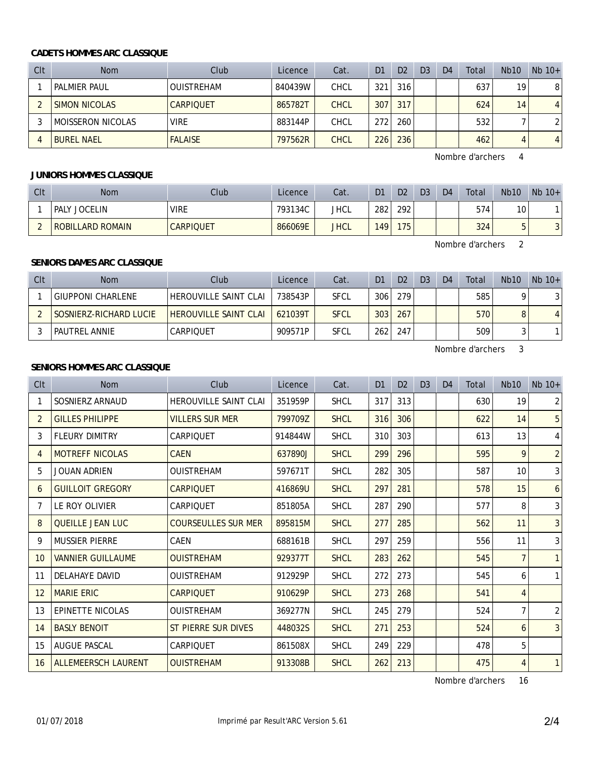### CADETS HOMMES ARC CLASSIQUE

| Clt | Nom | Club | Licence | Cat. | D1 | D2 | D3 | D4 | Total | Nb10 | Nb 10+ |
|---|---|---|---|---|---|---|---|---|---|---|---|
| 1 | PALMIER PAUL | OUISTREHAM | 840439W | CHCL | 321 | 316 | | | 637 | 19 | 8 |
| 2 | SIMON NICOLAS | CARPIQUET | 865782T | CHCL | 307 | 317 | | | 624 | 14 | 4 |
| 3 | MOISSERON NICOLAS | VIRE | 883144P | CHCL | 272 | 260 | | | 532 | 7 | 2 |
| 4 | BUREL NAEL | FALAISE | 797562R | CHCL | 226 | 236 | | | 462 | 4 | 4 |

Nombre d'archers 4

### JUNIORS HOMMES CLASSIQUE

| Clt | Nom | Club | Licence | Cat. | D1 | D2 | D3 | D4 | Total | Nb10 | Nb 10+ |
|---|---|---|---|---|---|---|---|---|---|---|---|
| 1 | PALY JOCELIN | VIRE | 793134C | JHCL | 282 | 292 | | | 574 | 10 | 1 |
| 2 | ROBILLARD ROMAIN | CARPIQUET | 866069E | JHCL | 149 | 175 | | | 324 | 5 | 3 |

Nombre d'archers 2

### SENIORS DAMES ARC CLASSIQUE

| Clt | Nom | Club | Licence | Cat. | D1 | D2 | D3 | D4 | Total | Nb10 | Nb 10+ |
|---|---|---|---|---|---|---|---|---|---|---|---|
| 1 | GIUPPONI CHARLENE | HEROUVILLE SAINT CLAI | 738543P | SFCL | 306 | 279 | | | 585 | 9 | 3 |
| 2 | SOSNIERZ-RICHARD LUCIE | HEROUVILLE SAINT CLAI | 621039T | SFCL | 303 | 267 | | | 570 | 8 | 4 |
| 3 | PAUTREL ANNIE | CARPIQUET | 909571P | SFCL | 262 | 247 | | | 509 | 3 | 1 |

Nombre d'archers 3

### SENIORS HOMMES ARC CLASSIQUE

| Clt | Nom | Club | Licence | Cat. | D1 | D2 | D3 | D4 | Total | Nb10 | Nb 10+ |
|---|---|---|---|---|---|---|---|---|---|---|---|
| 1 | SOSNIERZ ARNAUD | HEROUVILLE SAINT CLAI | 351959P | SHCL | 317 | 313 | | | 630 | 19 | 2 |
| 2 | GILLES PHILIPPE | VILLERS SUR MER | 799709Z | SHCL | 316 | 306 | | | 622 | 14 | 5 |
| 3 | FLEURY DIMITRY | CARPIQUET | 914844W | SHCL | 310 | 303 | | | 613 | 13 | 4 |
| 4 | MOTREFF NICOLAS | CAEN | 637890J | SHCL | 299 | 296 | | | 595 | 9 | 2 |
| 5 | JOUAN ADRIEN | OUISTREHAM | 597671T | SHCL | 282 | 305 | | | 587 | 10 | 3 |
| 6 | GUILLOIT GREGORY | CARPIQUET | 416869U | SHCL | 297 | 281 | | | 578 | 15 | 6 |
| 7 | LE ROY OLIVIER | CARPIQUET | 851805A | SHCL | 287 | 290 | | | 577 | 8 | 3 |
| 8 | QUEILLE JEAN LUC | COURSEULLES SUR MER | 895815M | SHCL | 277 | 285 | | | 562 | 11 | 3 |
| 9 | MUSSIER PIERRE | CAEN | 688161B | SHCL | 297 | 259 | | | 556 | 11 | 3 |
| 10 | VANNIER GUILLAUME | OUISTREHAM | 929377T | SHCL | 283 | 262 | | | 545 | 7 | 1 |
| 11 | DELAHAYE DAVID | OUISTREHAM | 912929P | SHCL | 272 | 273 | | | 545 | 6 | 1 |
| 12 | MARIE ERIC | CARPIQUET | 910629P | SHCL | 273 | 268 | | | 541 | 4 | |
| 13 | EPINETTE NICOLAS | OUISTREHAM | 369277N | SHCL | 245 | 279 | | | 524 | 7 | 2 |
| 14 | BASLY BENOIT | ST PIERRE SUR DIVES | 448032S | SHCL | 271 | 253 | | | 524 | 6 | 3 |
| 15 | AUGUE PASCAL | CARPIQUET | 861508X | SHCL | 249 | 229 | | | 478 | 5 | |
| 16 | ALLEMEERSCH LAURENT | OUISTREHAM | 913308B | SHCL | 262 | 213 | | | 475 | 4 | 1 |

Nombre d'archers 16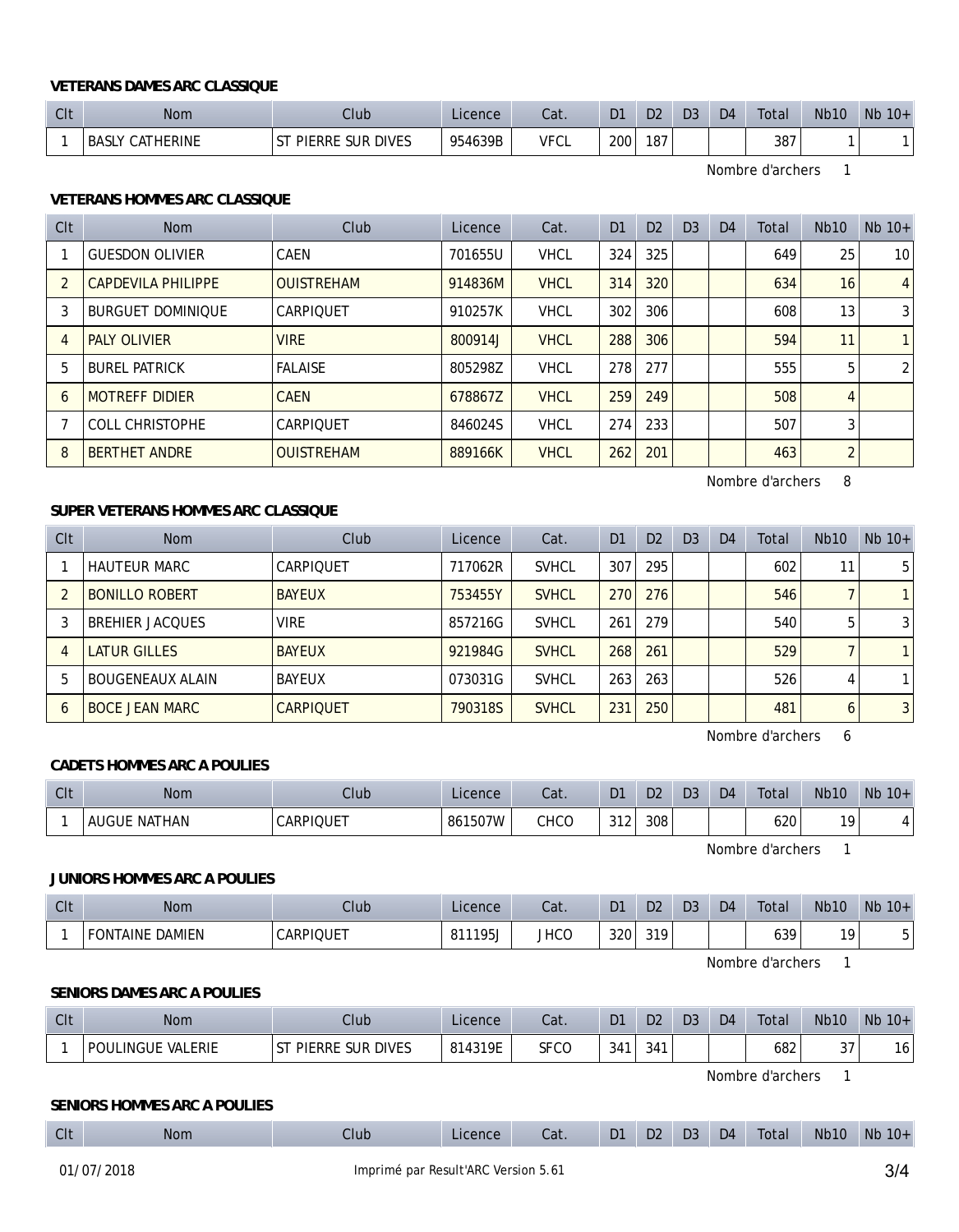### VETERANS DAMES ARC CLASSIQUE

| Clt | Nom | Club | Licence | Cat. | D1 | D2 | D3 | D4 | Total | Nb10 | Nb 10+ |
|---|---|---|---|---|---|---|---|---|---|---|---|
| 1 | BASLY CATHERINE | ST PIERRE SUR DIVES | 954639B | VFCL | 200 | 187 | | | 387 | 1 | 1 |

Nombre d'archers 1

### VETERANS HOMMES ARC CLASSIQUE

| Clt | Nom | Club | Licence | Cat. | D1 | D2 | D3 | D4 | Total | Nb10 | Nb 10+ |
|---|---|---|---|---|---|---|---|---|---|---|---|
| 1 | GUESDON OLIVIER | CAEN | 701655U | VHCL | 324 | 325 | | | 649 | 25 | 10 |
| 2 | CAPDEVILA PHILIPPE | OUISTREHAM | 914836M | VHCL | 314 | 320 | | | 634 | 16 | 4 |
| 3 | BURGUET DOMINIQUE | CARPIQUET | 910257K | VHCL | 302 | 306 | | | 608 | 13 | 3 |
| 4 | PALY OLIVIER | VIRE | 800914J | VHCL | 288 | 306 | | | 594 | 11 | 1 |
| 5 | BUREL PATRICK | FALAISE | 805298Z | VHCL | 278 | 277 | | | 555 | 5 | 2 |
| 6 | MOTREFF DIDIER | CAEN | 678867Z | VHCL | 259 | 249 | | | 508 | 4 | |
| 7 | COLL CHRISTOPHE | CARPIQUET | 846024S | VHCL | 274 | 233 | | | 507 | 3 | |
| 8 | BERTHET ANDRE | OUISTREHAM | 889166K | VHCL | 262 | 201 | | | 463 | 2 | |

Nombre d'archers 8

### SUPER VETERANS HOMMES ARC CLASSIQUE

| Clt | Nom | Club | Licence | Cat. | D1 | D2 | D3 | D4 | Total | Nb10 | Nb 10+ |
|---|---|---|---|---|---|---|---|---|---|---|---|
| 1 | HAUTEUR MARC | CARPIQUET | 717062R | SVHCL | 307 | 295 | | | 602 | 11 | 5 |
| 2 | BONILLO ROBERT | BAYEUX | 753455Y | SVHCL | 270 | 276 | | | 546 | 7 | 1 |
| 3 | BREHIER JACQUES | VIRE | 857216G | SVHCL | 261 | 279 | | | 540 | 5 | 3 |
| 4 | LATUR GILLES | BAYEUX | 921984G | SVHCL | 268 | 261 | | | 529 | 7 | 1 |
| 5 | BOUGENEAUX ALAIN | BAYEUX | 073031G | SVHCL | 263 | 263 | | | 526 | 4 | 1 |
| 6 | BOCE JEAN MARC | CARPIQUET | 790318S | SVHCL | 231 | 250 | | | 481 | 6 | 3 |

Nombre d'archers 6

### CADETS HOMMES ARC A POULIES

| Clt | Nom | Club | Licence | Cat. | D1 | D2 | D3 | D4 | Total | Nb10 | Nb 10+ |
|---|---|---|---|---|---|---|---|---|---|---|---|
| 1 | AUGUE NATHAN | CARPIQUET | 861507W | CHCO | 312 | 308 | | | 620 | 19 | 4 |

Nombre d'archers 1

### JUNIORS HOMMES ARC A POULIES

| Clt | Nom | Club | Licence | Cat. | D1 | D2 | D3 | D4 | Total | Nb10 | Nb 10+ |
|---|---|---|---|---|---|---|---|---|---|---|---|
| 1 | FONTAINE DAMIEN | CARPIQUET | 811195J | JHCO | 320 | 319 | | | 639 | 19 | 5 |

Nombre d'archers 1

### SENIORS DAMES ARC A POULIES

| Clt | Nom | Club | Licence | Cat. | D1 | D2 | D3 | D4 | Total | Nb10 | Nb 10+ |
|---|---|---|---|---|---|---|---|---|---|---|---|
| 1 | POULINGUE VALERIE | ST PIERRE SUR DIVES | 814319E | SFCO | 341 | 341 | | | 682 | 37 | 16 |

Nombre d'archers 1

### SENIORS HOMMES ARC A POULIES

| Clt | Nom | Club | Licence | Cat. | D1 | D2 | D3 | D4 | Total | Nb10 | Nb 10+ |
|---|---|---|---|---|---|---|---|---|---|---|---|

01/07/2018 Imprimé par Result'ARC Version 5.61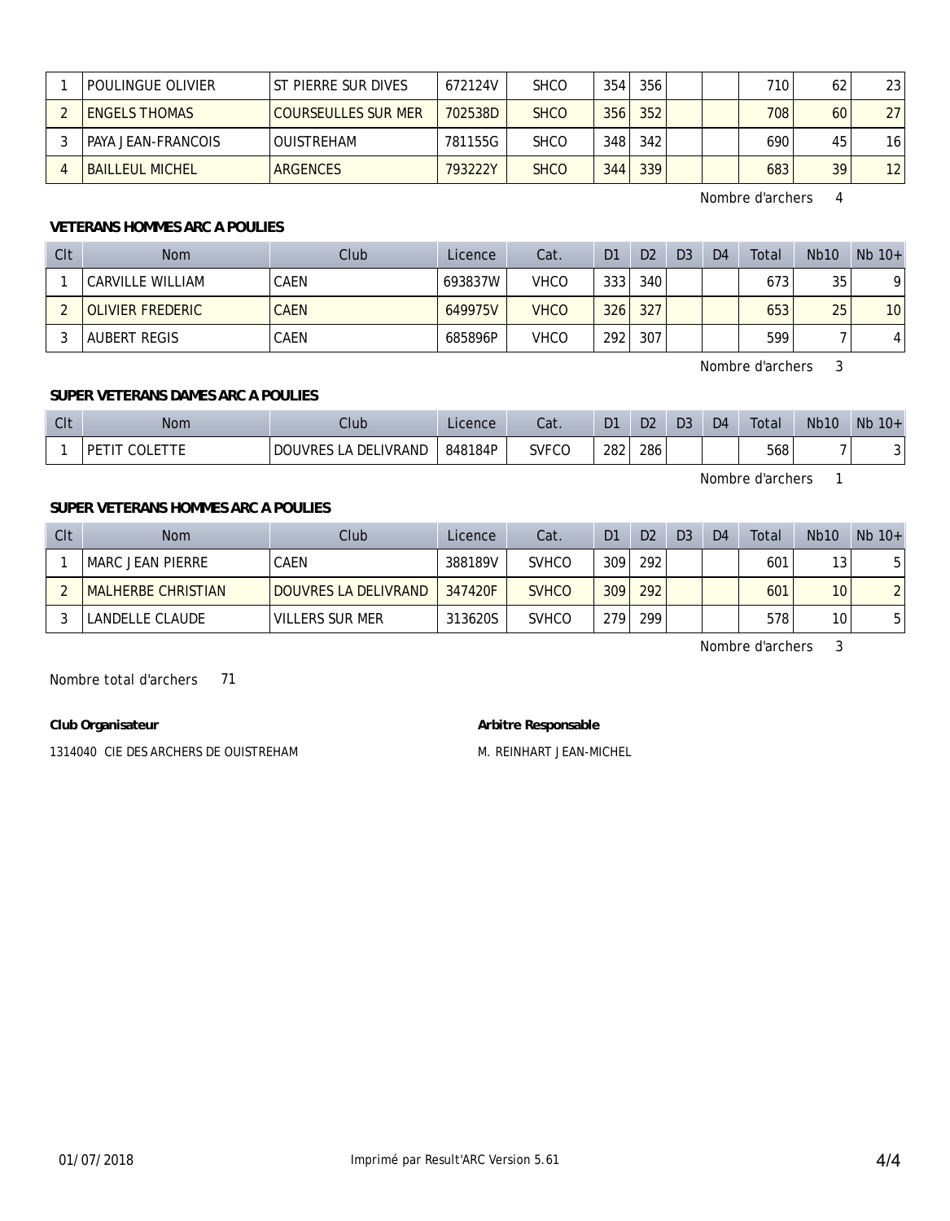| | | | | | | | | | | | |
|---|---|---|---|---|---|---|---|---|---|---|---|
| 1 | POULINGUE OLIVIER | ST PIERRE SUR DIVES | 672124V | SHCO | 354 | 356 | | | 710 | 62 | 23 |
| 2 | ENGELS THOMAS | COURSEULLES SUR MER | 702538D | SHCO | 356 | 352 | | | 708 | 60 | 27 |
| 3 | PAYA JEAN-FRANCOIS | OUISTREHAM | 781155G | SHCO | 348 | 342 | | | 690 | 45 | 16 |
| 4 | BAILLEUL MICHEL | ARGENCES | 793222Y | SHCO | 344 | 339 | | | 683 | 39 | 12 |

Nombre d'archers 4

**VETERANS HOMMES ARC A POULIES**

| Clt | Nom | Club | Licence | Cat. | D1 | D2 | D3 | D4 | Total | Nb10 | Nb 10+ |
|---|---|---|---|---|---|---|---|---|---|---|---|
| 1 | CARVILLE WILLIAM | CAEN | 693837W | VHCO | 333 | 340 | | | 673 | 35 | 9 |
| 2 | OLIVIER FREDERIC | CAEN | 649975V | VHCO | 326 | 327 | | | 653 | 25 | 10 |
| 3 | AUBERT REGIS | CAEN | 685896P | VHCO | 292 | 307 | | | 599 | 7 | 4 |

Nombre d'archers 3

**SUPER VETERANS DAMES ARC A POULIES**

| Clt | Nom | Club | Licence | Cat. | D1 | D2 | D3 | D4 | Total | Nb10 | Nb 10+ |
|---|---|---|---|---|---|---|---|---|---|---|---|
| 1 | PETIT COLETTE | DOUVRES LA DELIVRAND | 848184P | SVFCO | 282 | 286 | | | 568 | 7 | 3 |

Nombre d'archers 1

**SUPER VETERANS HOMMES ARC A POULIES**

| Clt | Nom | Club | Licence | Cat. | D1 | D2 | D3 | D4 | Total | Nb10 | Nb 10+ |
|---|---|---|---|---|---|---|---|---|---|---|---|
| 1 | MARC JEAN PIERRE | CAEN | 388189V | SVHCO | 309 | 292 | | | 601 | 13 | 5 |
| 2 | MALHERBE CHRISTIAN | DOUVRES LA DELIVRAND | 347420F | SVHCO | 309 | 292 | | | 601 | 10 | 2 |
| 3 | LANDELLE CLAUDE | VILLERS SUR MER | 313620S | SVHCO | 279 | 299 | | | 578 | 10 | 5 |

Nombre d'archers 3

Nombre total d'archers 71

**Club Organisateur**

1314040 CIE DES ARCHERS DE OUISTREHAM

**Arbitre Responsable**

M. REINHART JEAN-MICHEL

01/07/2018 Imprimé par Result'ARC Version 5.61